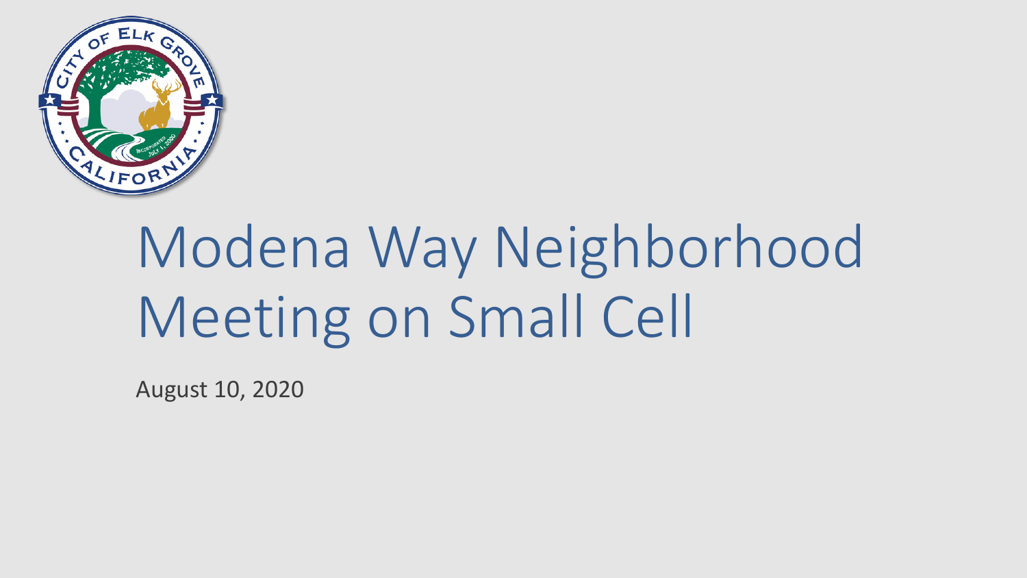# Modena Way Neighborhood Meeting on Small Cell

August 10, 2020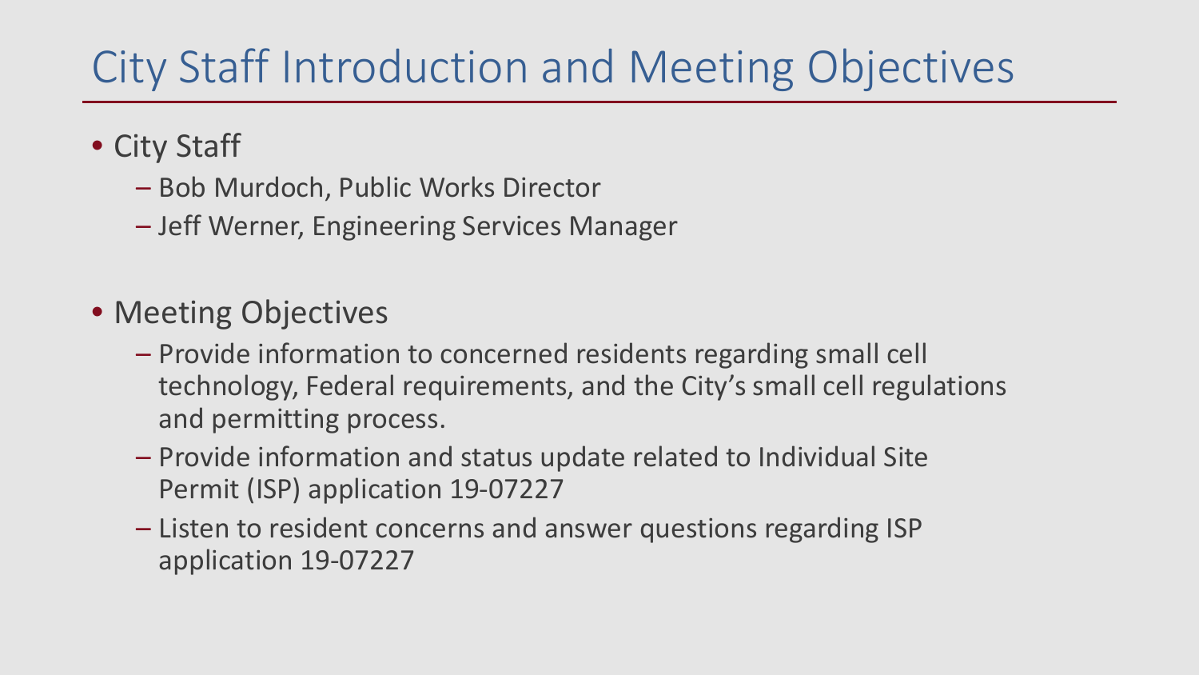# City Staff Introduction and Meeting Objectives

- City Staff
  - Bob Murdoch, Public Works Director
  - Jeff Werner, Engineering Services Manager

- Meeting Objectives
  - Provide information to concerned residents regarding small cell technology, Federal requirements, and the City's small cell regulations and permitting process.
  - Provide information and status update related to Individual Site Permit (ISP) application 19-07227
  - Listen to resident concerns and answer questions regarding ISP application 19-07227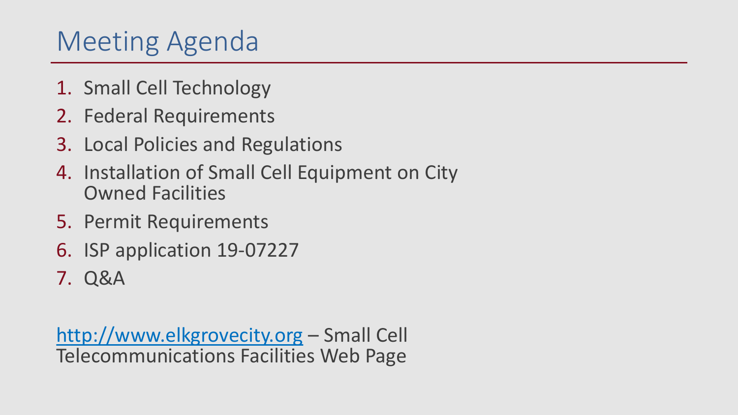# Meeting Agenda

1. Small Cell Technology
2. Federal Requirements
3. Local Policies and Regulations
4. Installation of Small Cell Equipment on City Owned Facilities
5. Permit Requirements
6. ISP application 19-07227
7. Q&A

[http://www.elkgrovecity.org](http://www.elkgrovecity.org) – Small Cell Telecommunications Facilities Web Page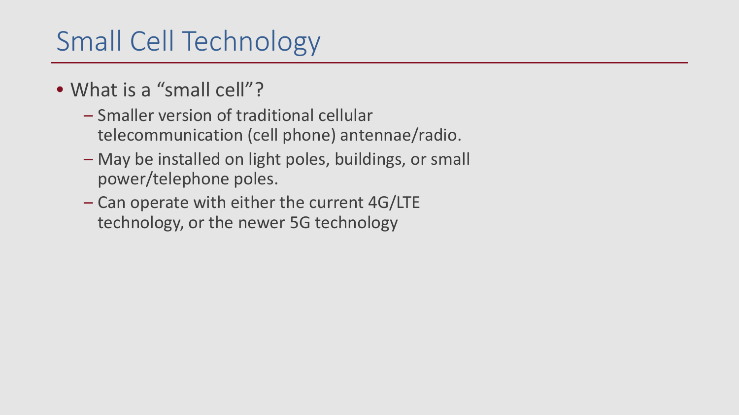# Small Cell Technology

- What is a "small cell"?
  - Smaller version of traditional cellular telecommunication (cell phone) antennae/radio.
  - May be installed on light poles, buildings, or small power/telephone poles.
  - Can operate with either the current 4G/LTE technology, or the newer 5G technology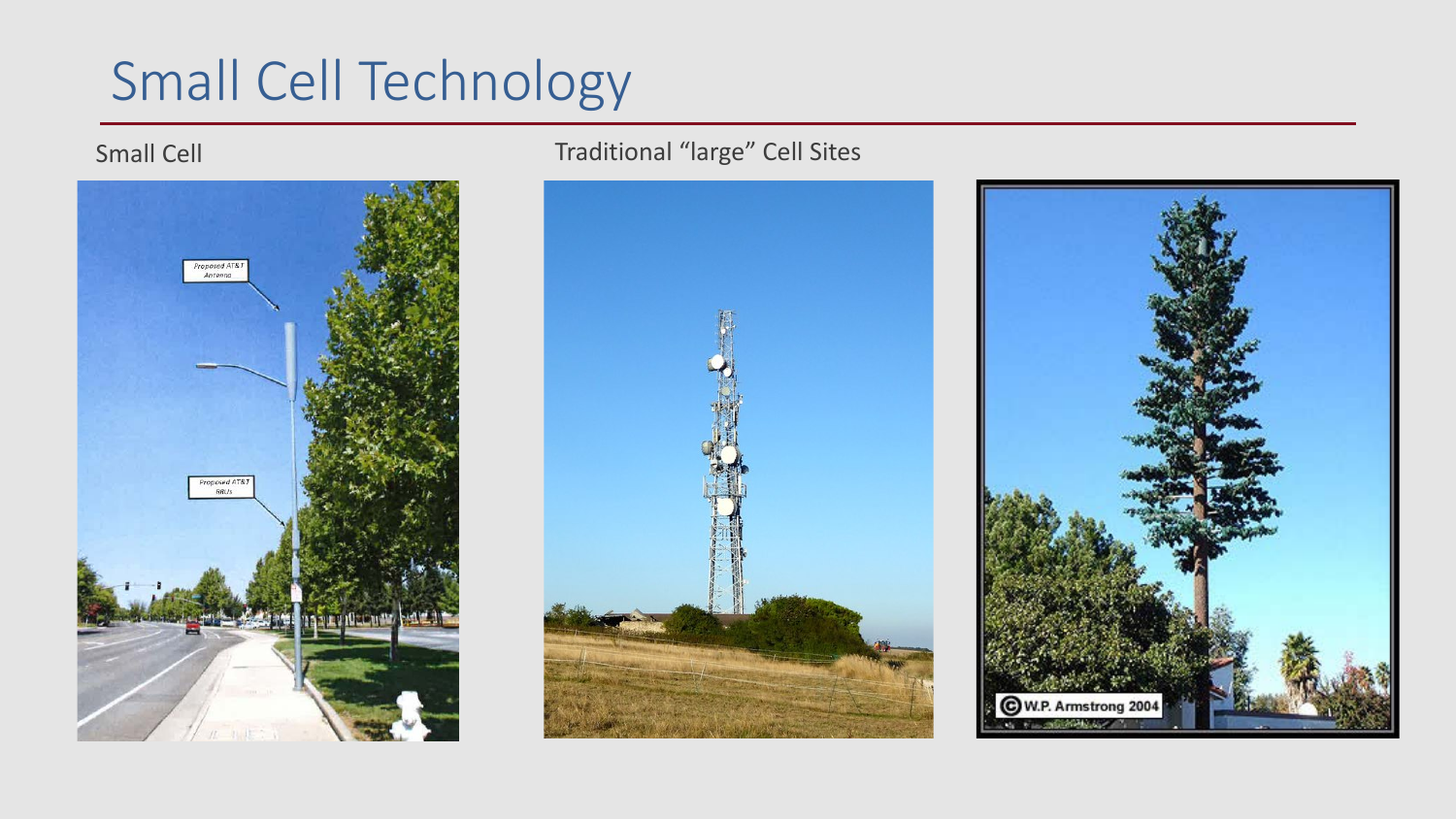# Small Cell Technology

Small Cell

Traditional "large" Cell Sites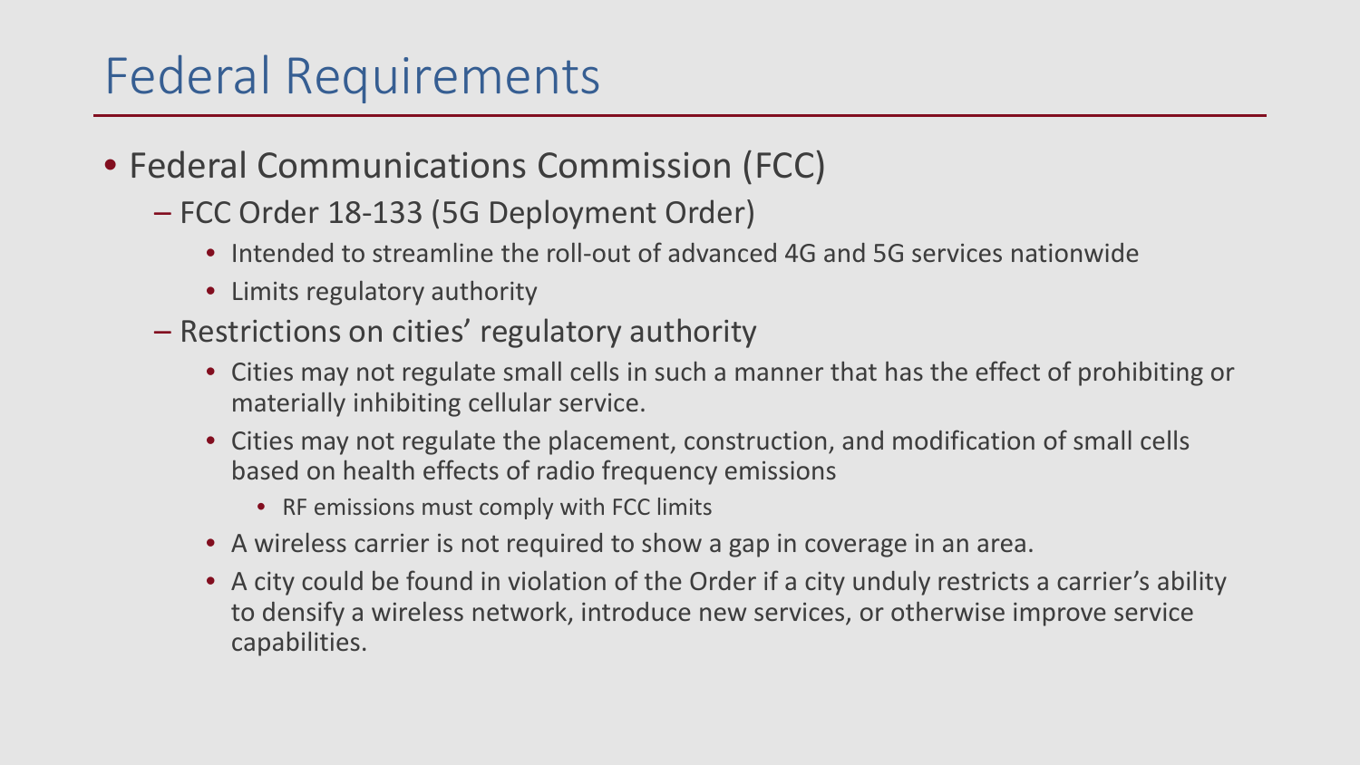# Federal Requirements

- Federal Communications Commission (FCC)
  - FCC Order 18-133 (5G Deployment Order)
    - Intended to streamline the roll-out of advanced 4G and 5G services nationwide
    - Limits regulatory authority
  - Restrictions on cities' regulatory authority
    - Cities may not regulate small cells in such a manner that has the effect of prohibiting or materially inhibiting cellular service.
    - Cities may not regulate the placement, construction, and modification of small cells based on health effects of radio frequency emissions
      - RF emissions must comply with FCC limits
    - A wireless carrier is not required to show a gap in coverage in an area.
    - A city could be found in violation of the Order if a city unduly restricts a carrier's ability to densify a wireless network, introduce new services, or otherwise improve service capabilities.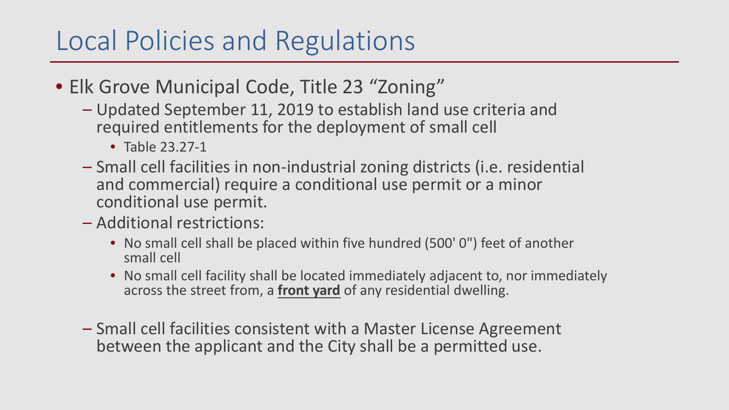# Local Policies and Regulations

- Elk Grove Municipal Code, Title 23 "Zoning"
  - Updated September 11, 2019 to establish land use criteria and required entitlements for the deployment of small cell
    - Table 23.27-1
  - Small cell facilities in non-industrial zoning districts (i.e. residential and commercial) require a conditional use permit or a minor conditional use permit.
  - Additional restrictions:
    - No small cell shall be placed within five hundred (500' 0") feet of another small cell
    - No small cell facility shall be located immediately adjacent to, nor immediately across the street from, a **front yard** of any residential dwelling.
  - Small cell facilities consistent with a Master License Agreement between the applicant and the City shall be a permitted use.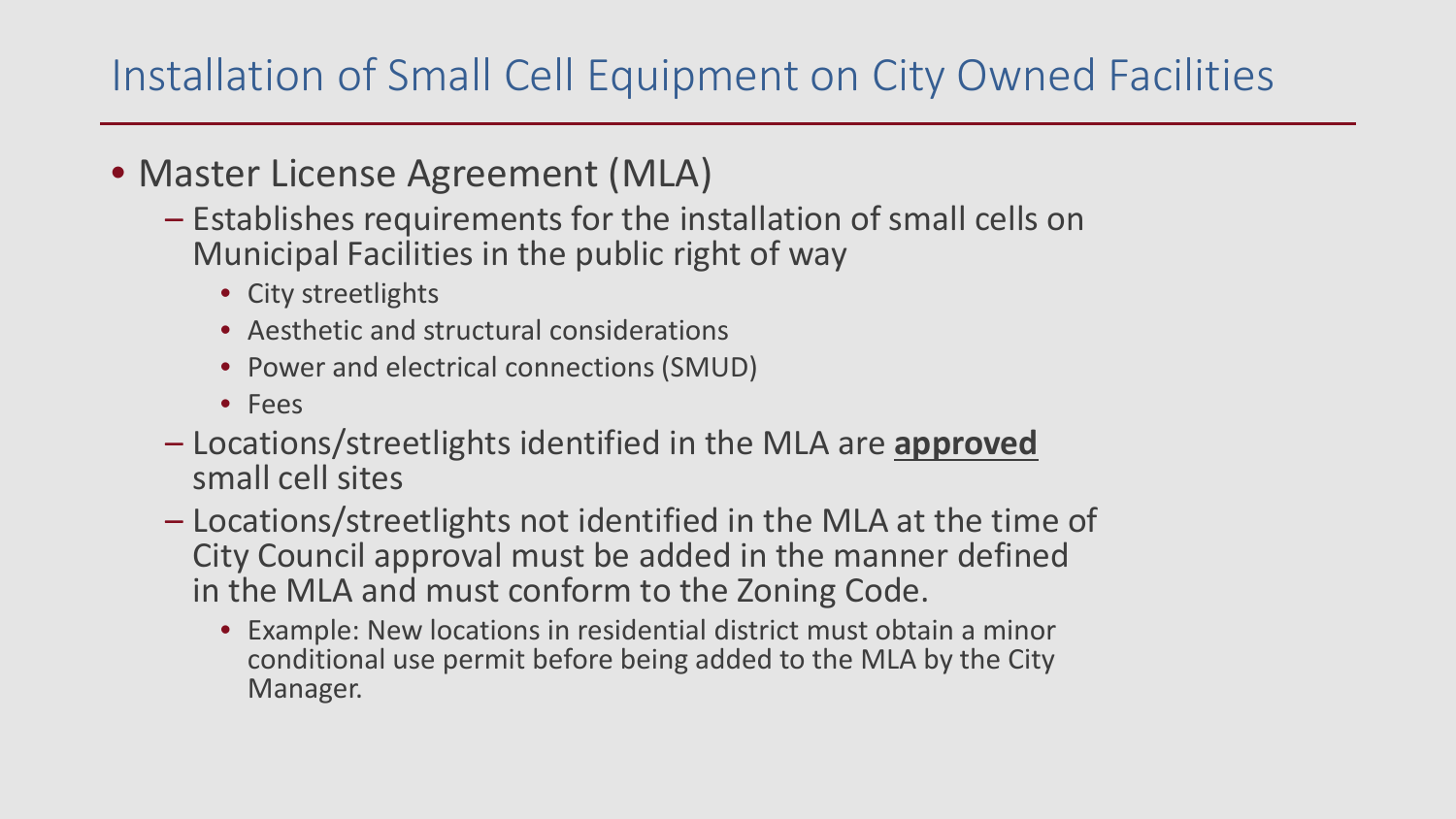# Installation of Small Cell Equipment on City Owned Facilities

- Master License Agreement (MLA)
  - Establishes requirements for the installation of small cells on Municipal Facilities in the public right of way
    - City streetlights
    - Aesthetic and structural considerations
    - Power and electrical connections (SMUD)
    - Fees
  - Locations/streetlights identified in the MLA are **approved** small cell sites
  - Locations/streetlights not identified in the MLA at the time of City Council approval must be added in the manner defined in the MLA and must conform to the Zoning Code.
    - Example: New locations in residential district must obtain a minor conditional use permit before being added to the MLA by the City Manager.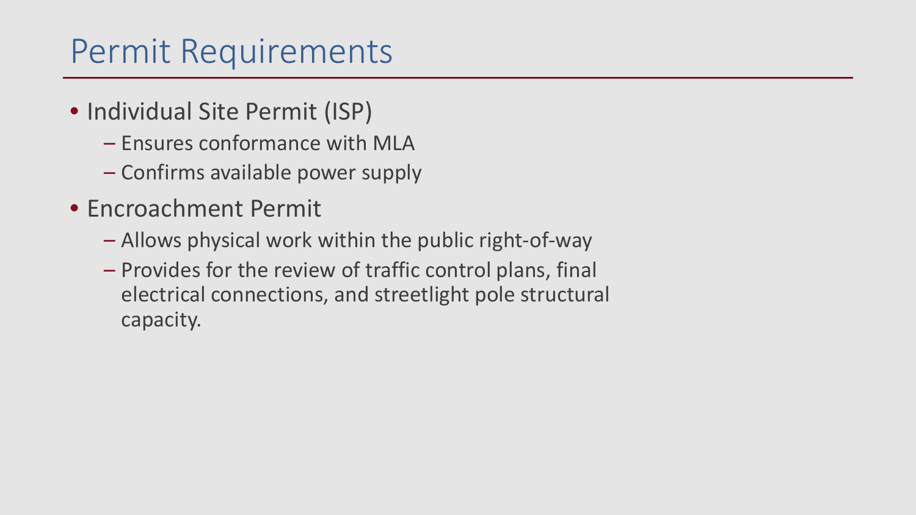# Permit Requirements

- Individual Site Permit (ISP)
  - Ensures conformance with MLA
  - Confirms available power supply
- Encroachment Permit
  - Allows physical work within the public right-of-way
  - Provides for the review of traffic control plans, final electrical connections, and streetlight pole structural capacity.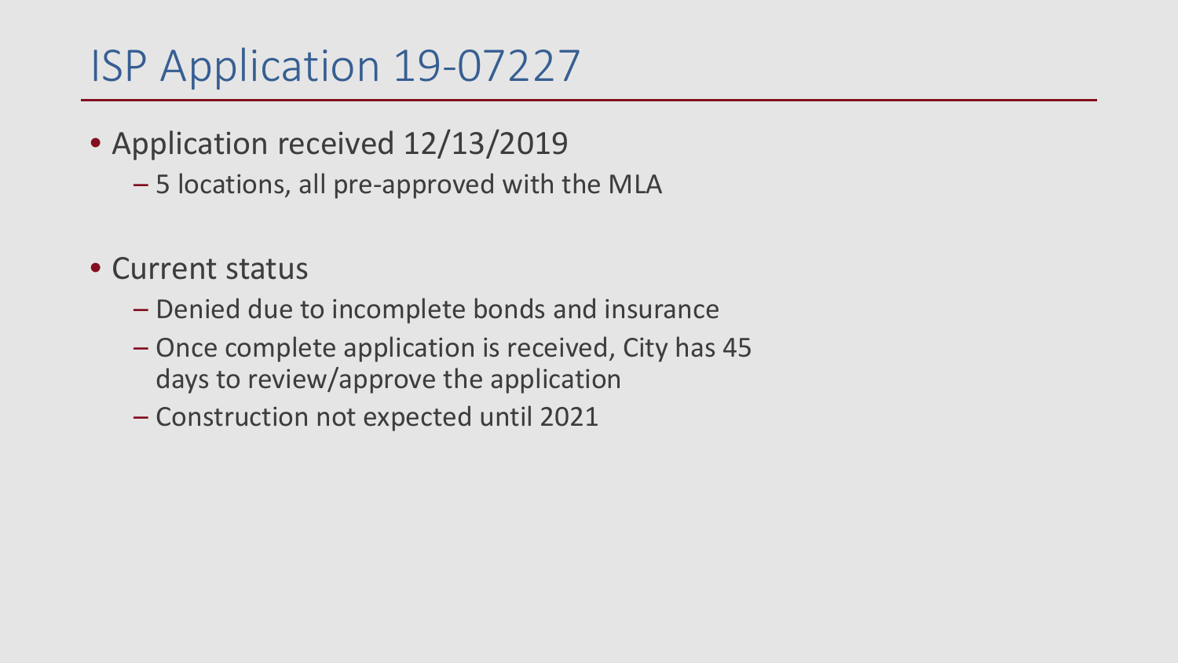# ISP Application 19-07227

- Application received 12/13/2019
  - 5 locations, all pre-approved with the MLA
- Current status
  - Denied due to incomplete bonds and insurance
  - Once complete application is received, City has 45 days to review/approve the application
  - Construction not expected until 2021